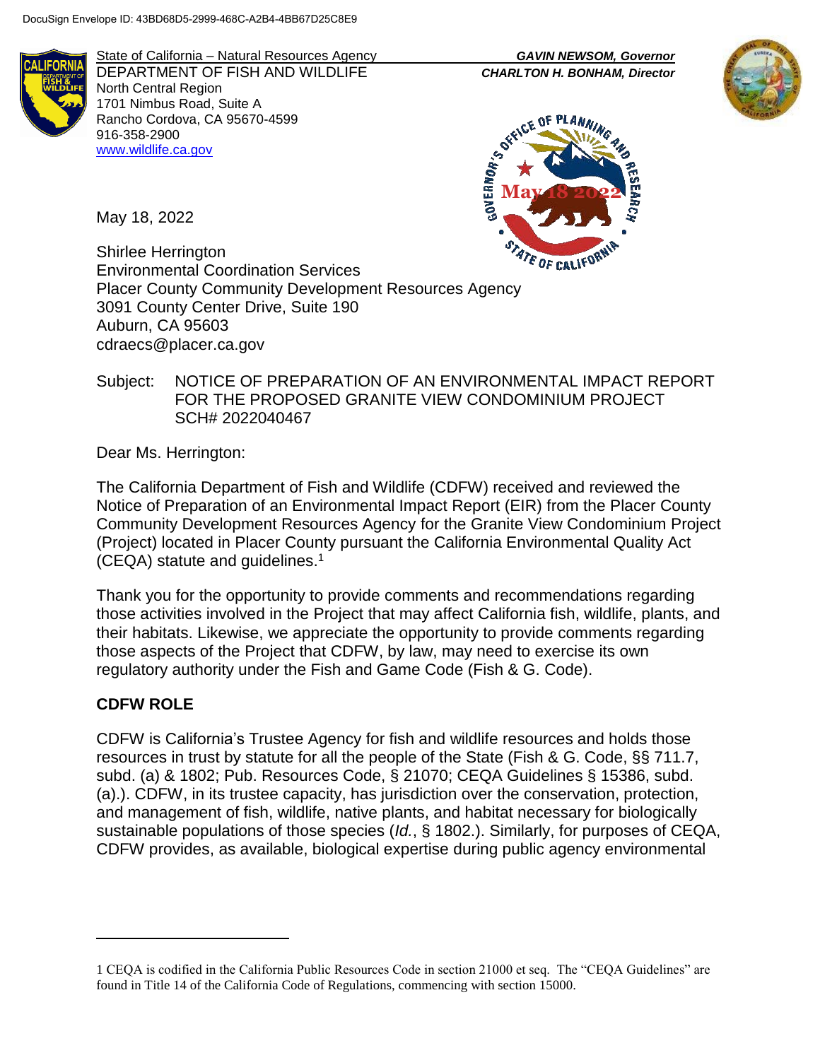DocuSign Envelope ID: 43BD68D5-2999-468C-A2B4-4BB67D25C8E9

State of California – Natural Resources Agency
DEPARTMENT OF FISH AND WILDLIFE
North Central Region
1701 Nimbus Road, Suite A
Rancho Cordova, CA 95670-4599
916-358-2900
www.wildlife.ca.gov

*GAVIN NEWSOM, Governor*
*CHARLTON H. BONHAM, Director*

GOVERNOR'S OFFICE OF PLANNING AND RESEARCH
May 18 2022
STATE OF CALIFORNIA

May 18, 2022

Shirlee Herrington
Environmental Coordination Services
Placer County Community Development Resources Agency
3091 County Center Drive, Suite 190
Auburn, CA 95603
cdraecs@placer.ca.gov

Subject: NOTICE OF PREPARATION OF AN ENVIRONMENTAL IMPACT REPORT FOR THE PROPOSED GRANITE VIEW CONDOMINIUM PROJECT SCH# 2022040467

Dear Ms. Herrington:

The California Department of Fish and Wildlife (CDFW) received and reviewed the Notice of Preparation of an Environmental Impact Report (EIR) from the Placer County Community Development Resources Agency for the Granite View Condominium Project (Project) located in Placer County pursuant the California Environmental Quality Act (CEQA) statute and guidelines.[1]

Thank you for the opportunity to provide comments and recommendations regarding those activities involved in the Project that may affect California fish, wildlife, plants, and their habitats. Likewise, we appreciate the opportunity to provide comments regarding those aspects of the Project that CDFW, by law, may need to exercise its own regulatory authority under the Fish and Game Code (Fish & G. Code).

## CDFW ROLE

CDFW is California's Trustee Agency for fish and wildlife resources and holds those resources in trust by statute for all the people of the State (Fish & G. Code, §§ 711.7, subd. (a) & 1802; Pub. Resources Code, § 21070; CEQA Guidelines § 15386, subd. (a).). CDFW, in its trustee capacity, has jurisdiction over the conservation, protection, and management of fish, wildlife, native plants, and habitat necessary for biologically sustainable populations of those species (*Id.*, § 1802.). Similarly, for purposes of CEQA, CDFW provides, as available, biological expertise during public agency environmental

---

1 CEQA is codified in the California Public Resources Code in section 21000 et seq. The "CEQA Guidelines" are found in Title 14 of the California Code of Regulations, commencing with section 15000.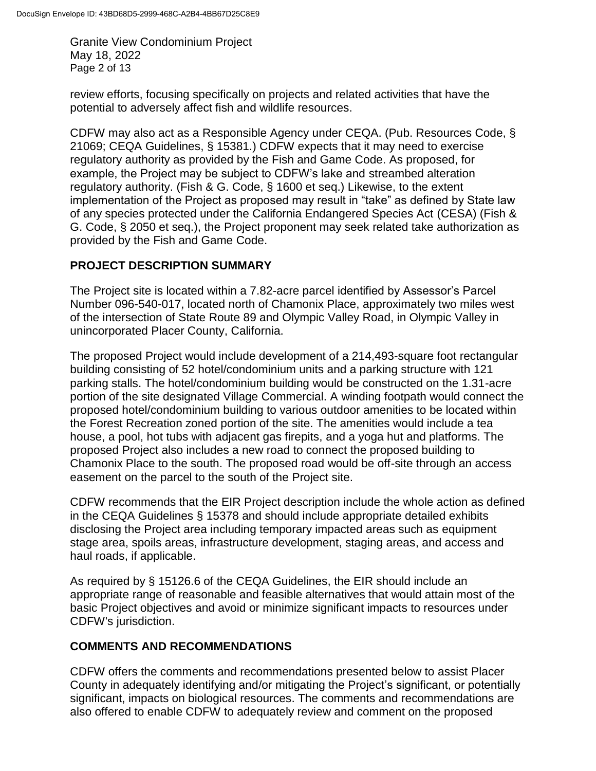review efforts, focusing specifically on projects and related activities that have the potential to adversely affect fish and wildlife resources.

CDFW may also act as a Responsible Agency under CEQA. (Pub. Resources Code, § 21069; CEQA Guidelines, § 15381.) CDFW expects that it may need to exercise regulatory authority as provided by the Fish and Game Code. As proposed, for example, the Project may be subject to CDFW's lake and streambed alteration regulatory authority. (Fish & G. Code, § 1600 et seq.) Likewise, to the extent implementation of the Project as proposed may result in "take" as defined by State law of any species protected under the California Endangered Species Act (CESA) (Fish & G. Code, § 2050 et seq.), the Project proponent may seek related take authorization as provided by the Fish and Game Code.

## PROJECT DESCRIPTION SUMMARY

The Project site is located within a 7.82-acre parcel identified by Assessor's Parcel Number 096-540-017, located north of Chamonix Place, approximately two miles west of the intersection of State Route 89 and Olympic Valley Road, in Olympic Valley in unincorporated Placer County, California.

The proposed Project would include development of a 214,493-square foot rectangular building consisting of 52 hotel/condominium units and a parking structure with 121 parking stalls. The hotel/condominium building would be constructed on the 1.31-acre portion of the site designated Village Commercial. A winding footpath would connect the proposed hotel/condominium building to various outdoor amenities to be located within the Forest Recreation zoned portion of the site. The amenities would include a tea house, a pool, hot tubs with adjacent gas firepits, and a yoga hut and platforms. The proposed Project also includes a new road to connect the proposed building to Chamonix Place to the south. The proposed road would be off-site through an access easement on the parcel to the south of the Project site.

CDFW recommends that the EIR Project description include the whole action as defined in the CEQA Guidelines § 15378 and should include appropriate detailed exhibits disclosing the Project area including temporary impacted areas such as equipment stage area, spoils areas, infrastructure development, staging areas, and access and haul roads, if applicable.

As required by § 15126.6 of the CEQA Guidelines, the EIR should include an appropriate range of reasonable and feasible alternatives that would attain most of the basic Project objectives and avoid or minimize significant impacts to resources under CDFW's jurisdiction.

## COMMENTS AND RECOMMENDATIONS

CDFW offers the comments and recommendations presented below to assist Placer County in adequately identifying and/or mitigating the Project's significant, or potentially significant, impacts on biological resources. The comments and recommendations are also offered to enable CDFW to adequately review and comment on the proposed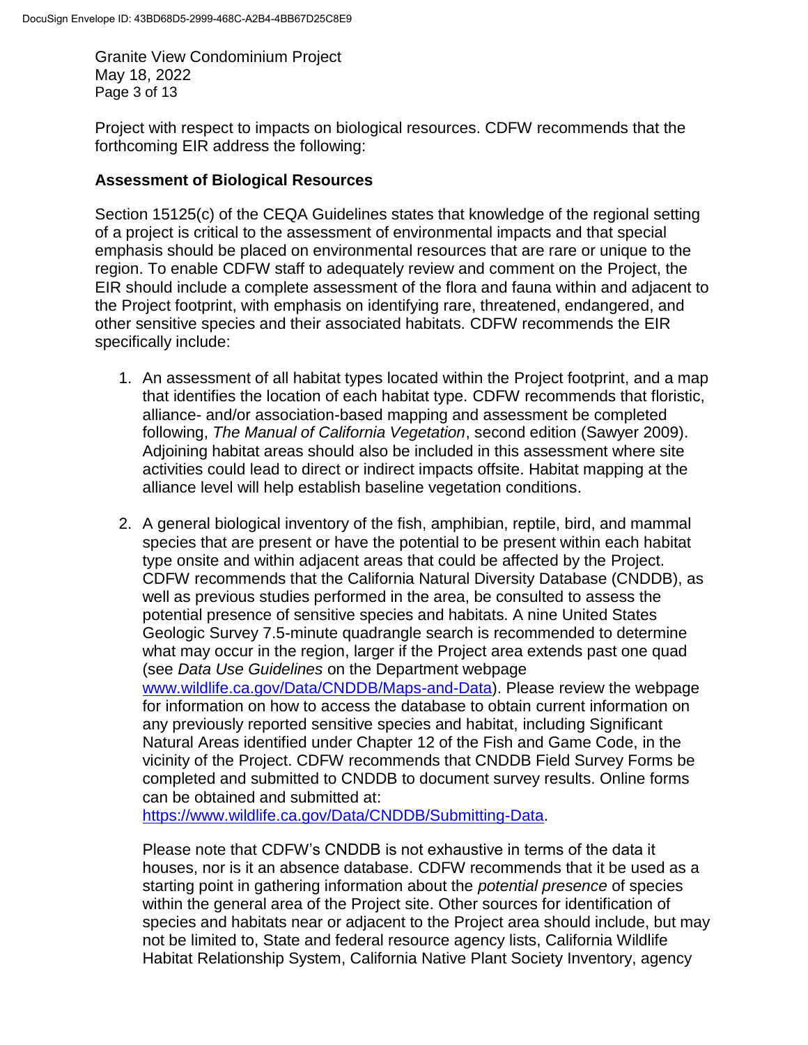Project with respect to impacts on biological resources. CDFW recommends that the forthcoming EIR address the following:

**Assessment of Biological Resources**

Section 15125(c) of the CEQA Guidelines states that knowledge of the regional setting of a project is critical to the assessment of environmental impacts and that special emphasis should be placed on environmental resources that are rare or unique to the region. To enable CDFW staff to adequately review and comment on the Project, the EIR should include a complete assessment of the flora and fauna within and adjacent to the Project footprint, with emphasis on identifying rare, threatened, endangered, and other sensitive species and their associated habitats. CDFW recommends the EIR specifically include:

1. An assessment of all habitat types located within the Project footprint, and a map that identifies the location of each habitat type. CDFW recommends that floristic, alliance- and/or association-based mapping and assessment be completed following, *The Manual of California Vegetation*, second edition (Sawyer 2009). Adjoining habitat areas should also be included in this assessment where site activities could lead to direct or indirect impacts offsite. Habitat mapping at the alliance level will help establish baseline vegetation conditions.

2. A general biological inventory of the fish, amphibian, reptile, bird, and mammal species that are present or have the potential to be present within each habitat type onsite and within adjacent areas that could be affected by the Project. CDFW recommends that the California Natural Diversity Database (CNDDB), as well as previous studies performed in the area, be consulted to assess the potential presence of sensitive species and habitats. A nine United States Geologic Survey 7.5-minute quadrangle search is recommended to determine what may occur in the region, larger if the Project area extends past one quad (see *Data Use Guidelines* on the Department webpage [www.wildlife.ca.gov/Data/CNDDB/Maps-and-Data](www.wildlife.ca.gov/Data/CNDDB/Maps-and-Data)). Please review the webpage for information on how to access the database to obtain current information on any previously reported sensitive species and habitat, including Significant Natural Areas identified under Chapter 12 of the Fish and Game Code, in the vicinity of the Project. CDFW recommends that CNDDB Field Survey Forms be completed and submitted to CNDDB to document survey results. Online forms can be obtained and submitted at: [https://www.wildlife.ca.gov/Data/CNDDB/Submitting-Data](https://www.wildlife.ca.gov/Data/CNDDB/Submitting-Data).

   Please note that CDFW's CNDDB is not exhaustive in terms of the data it houses, nor is it an absence database. CDFW recommends that it be used as a starting point in gathering information about the *potential presence* of species within the general area of the Project site. Other sources for identification of species and habitats near or adjacent to the Project area should include, but may not be limited to, State and federal resource agency lists, California Wildlife Habitat Relationship System, California Native Plant Society Inventory, agency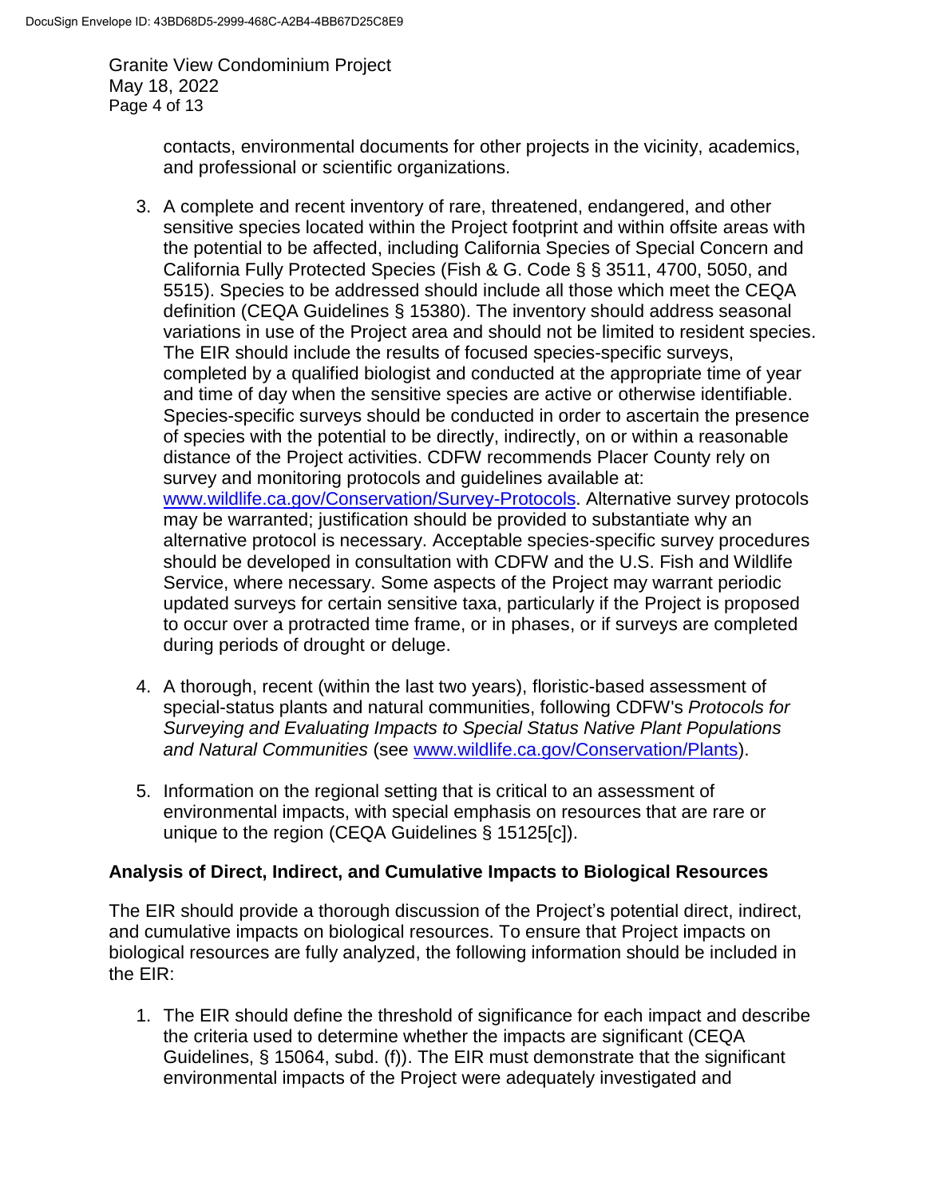contacts, environmental documents for other projects in the vicinity, academics, and professional or scientific organizations.

3. A complete and recent inventory of rare, threatened, endangered, and other sensitive species located within the Project footprint and within offsite areas with the potential to be affected, including California Species of Special Concern and California Fully Protected Species (Fish & G. Code § § 3511, 4700, 5050, and 5515). Species to be addressed should include all those which meet the CEQA definition (CEQA Guidelines § 15380). The inventory should address seasonal variations in use of the Project area and should not be limited to resident species. The EIR should include the results of focused species-specific surveys, completed by a qualified biologist and conducted at the appropriate time of year and time of day when the sensitive species are active or otherwise identifiable. Species-specific surveys should be conducted in order to ascertain the presence of species with the potential to be directly, indirectly, on or within a reasonable distance of the Project activities. CDFW recommends Placer County rely on survey and monitoring protocols and guidelines available at: www.wildlife.ca.gov/Conservation/Survey-Protocols. Alternative survey protocols may be warranted; justification should be provided to substantiate why an alternative protocol is necessary. Acceptable species-specific survey procedures should be developed in consultation with CDFW and the U.S. Fish and Wildlife Service, where necessary. Some aspects of the Project may warrant periodic updated surveys for certain sensitive taxa, particularly if the Project is proposed to occur over a protracted time frame, or in phases, or if surveys are completed during periods of drought or deluge.

4. A thorough, recent (within the last two years), floristic-based assessment of special-status plants and natural communities, following CDFW's *Protocols for Surveying and Evaluating Impacts to Special Status Native Plant Populations and Natural Communities* (see www.wildlife.ca.gov/Conservation/Plants).

5. Information on the regional setting that is critical to an assessment of environmental impacts, with special emphasis on resources that are rare or unique to the region (CEQA Guidelines § 15125[c]).

**Analysis of Direct, Indirect, and Cumulative Impacts to Biological Resources**

The EIR should provide a thorough discussion of the Project's potential direct, indirect, and cumulative impacts on biological resources. To ensure that Project impacts on biological resources are fully analyzed, the following information should be included in the EIR:

1. The EIR should define the threshold of significance for each impact and describe the criteria used to determine whether the impacts are significant (CEQA Guidelines, § 15064, subd. (f)). The EIR must demonstrate that the significant environmental impacts of the Project were adequately investigated and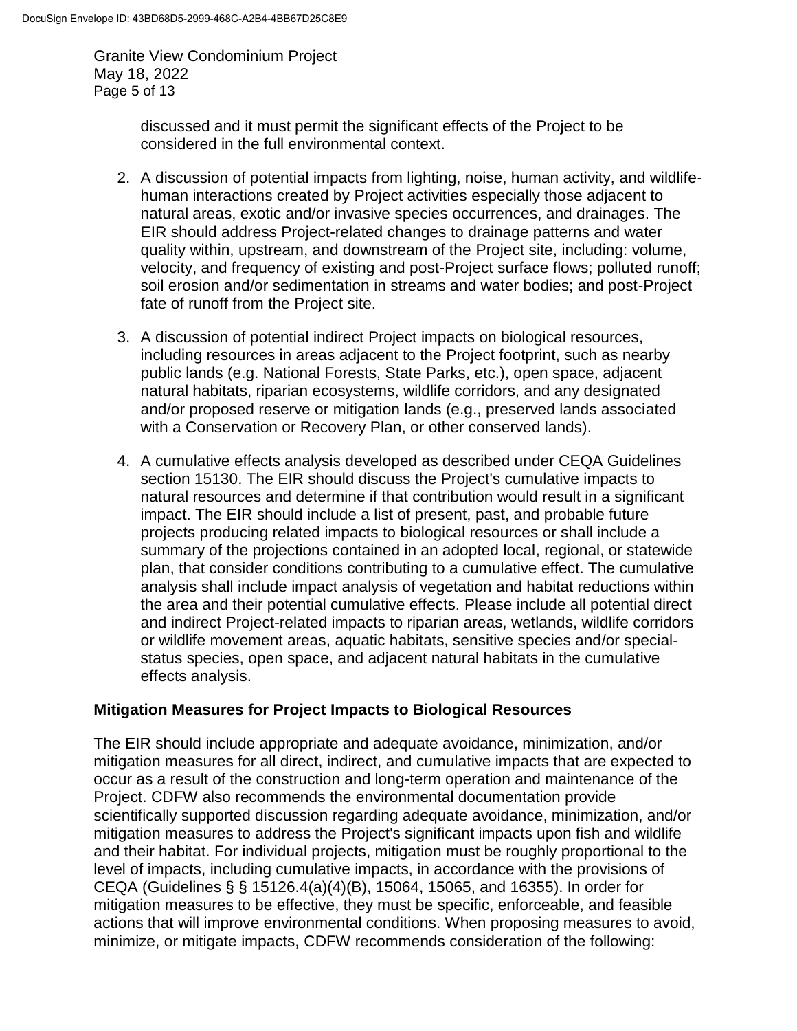discussed and it must permit the significant effects of the Project to be considered in the full environmental context.

2. A discussion of potential impacts from lighting, noise, human activity, and wildlife-human interactions created by Project activities especially those adjacent to natural areas, exotic and/or invasive species occurrences, and drainages. The EIR should address Project-related changes to drainage patterns and water quality within, upstream, and downstream of the Project site, including: volume, velocity, and frequency of existing and post-Project surface flows; polluted runoff; soil erosion and/or sedimentation in streams and water bodies; and post-Project fate of runoff from the Project site.

3. A discussion of potential indirect Project impacts on biological resources, including resources in areas adjacent to the Project footprint, such as nearby public lands (e.g. National Forests, State Parks, etc.), open space, adjacent natural habitats, riparian ecosystems, wildlife corridors, and any designated and/or proposed reserve or mitigation lands (e.g., preserved lands associated with a Conservation or Recovery Plan, or other conserved lands).

4. A cumulative effects analysis developed as described under CEQA Guidelines section 15130. The EIR should discuss the Project's cumulative impacts to natural resources and determine if that contribution would result in a significant impact. The EIR should include a list of present, past, and probable future projects producing related impacts to biological resources or shall include a summary of the projections contained in an adopted local, regional, or statewide plan, that consider conditions contributing to a cumulative effect. The cumulative analysis shall include impact analysis of vegetation and habitat reductions within the area and their potential cumulative effects. Please include all potential direct and indirect Project-related impacts to riparian areas, wetlands, wildlife corridors or wildlife movement areas, aquatic habitats, sensitive species and/or special-status species, open space, and adjacent natural habitats in the cumulative effects analysis.

## Mitigation Measures for Project Impacts to Biological Resources

The EIR should include appropriate and adequate avoidance, minimization, and/or mitigation measures for all direct, indirect, and cumulative impacts that are expected to occur as a result of the construction and long-term operation and maintenance of the Project. CDFW also recommends the environmental documentation provide scientifically supported discussion regarding adequate avoidance, minimization, and/or mitigation measures to address the Project's significant impacts upon fish and wildlife and their habitat. For individual projects, mitigation must be roughly proportional to the level of impacts, including cumulative impacts, in accordance with the provisions of CEQA (Guidelines § § 15126.4(a)(4)(B), 15064, 15065, and 16355). In order for mitigation measures to be effective, they must be specific, enforceable, and feasible actions that will improve environmental conditions. When proposing measures to avoid, minimize, or mitigate impacts, CDFW recommends consideration of the following: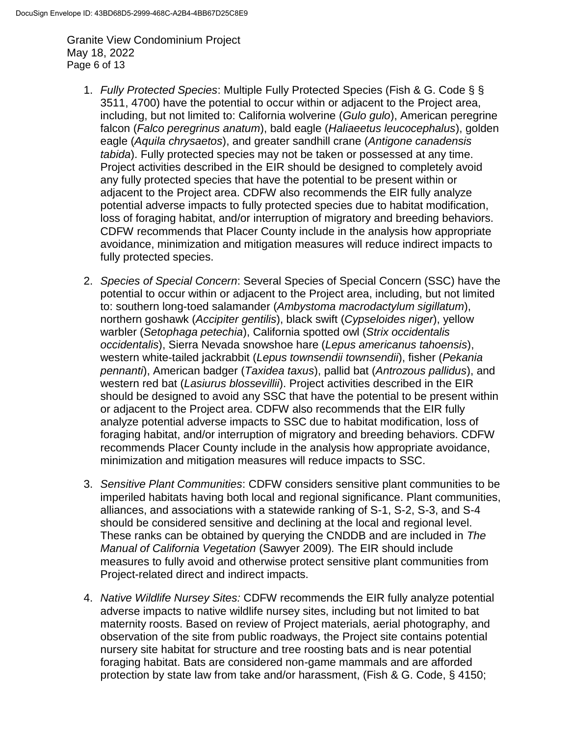1. *Fully Protected Species*: Multiple Fully Protected Species (Fish & G. Code § § 3511, 4700) have the potential to occur within or adjacent to the Project area, including, but not limited to: California wolverine (*Gulo gulo*), American peregrine falcon (*Falco peregrinus anatum*), bald eagle (*Haliaeetus leucocephalus*), golden eagle (*Aquila chrysaetos*), and greater sandhill crane (*Antigone canadensis tabida*). Fully protected species may not be taken or possessed at any time. Project activities described in the EIR should be designed to completely avoid any fully protected species that have the potential to be present within or adjacent to the Project area. CDFW also recommends the EIR fully analyze potential adverse impacts to fully protected species due to habitat modification, loss of foraging habitat, and/or interruption of migratory and breeding behaviors. CDFW recommends that Placer County include in the analysis how appropriate avoidance, minimization and mitigation measures will reduce indirect impacts to fully protected species.

2. *Species of Special Concern*: Several Species of Special Concern (SSC) have the potential to occur within or adjacent to the Project area, including, but not limited to: southern long-toed salamander (*Ambystoma macrodactylum sigillatum*), northern goshawk (*Accipiter gentilis*), black swift (*Cypseloides niger*), yellow warbler (*Setophaga petechia*), California spotted owl (*Strix occidentalis occidentalis*), Sierra Nevada snowshoe hare (*Lepus americanus tahoensis*), western white-tailed jackrabbit (*Lepus townsendii townsendii*), fisher (*Pekania pennanti*), American badger (*Taxidea taxus*), pallid bat (*Antrozous pallidus*), and western red bat (*Lasiurus blossevillii*). Project activities described in the EIR should be designed to avoid any SSC that have the potential to be present within or adjacent to the Project area. CDFW also recommends that the EIR fully analyze potential adverse impacts to SSC due to habitat modification, loss of foraging habitat, and/or interruption of migratory and breeding behaviors. CDFW recommends Placer County include in the analysis how appropriate avoidance, minimization and mitigation measures will reduce impacts to SSC.

3. *Sensitive Plant Communities*: CDFW considers sensitive plant communities to be imperiled habitats having both local and regional significance. Plant communities, alliances, and associations with a statewide ranking of S-1, S-2, S-3, and S-4 should be considered sensitive and declining at the local and regional level. These ranks can be obtained by querying the CNDDB and are included in *The Manual of California Vegetation* (Sawyer 2009)*.* The EIR should include measures to fully avoid and otherwise protect sensitive plant communities from Project-related direct and indirect impacts.

4. *Native Wildlife Nursey Sites:* CDFW recommends the EIR fully analyze potential adverse impacts to native wildlife nursey sites, including but not limited to bat maternity roosts. Based on review of Project materials, aerial photography, and observation of the site from public roadways, the Project site contains potential nursery site habitat for structure and tree roosting bats and is near potential foraging habitat. Bats are considered non-game mammals and are afforded protection by state law from take and/or harassment, (Fish & G. Code, § 4150;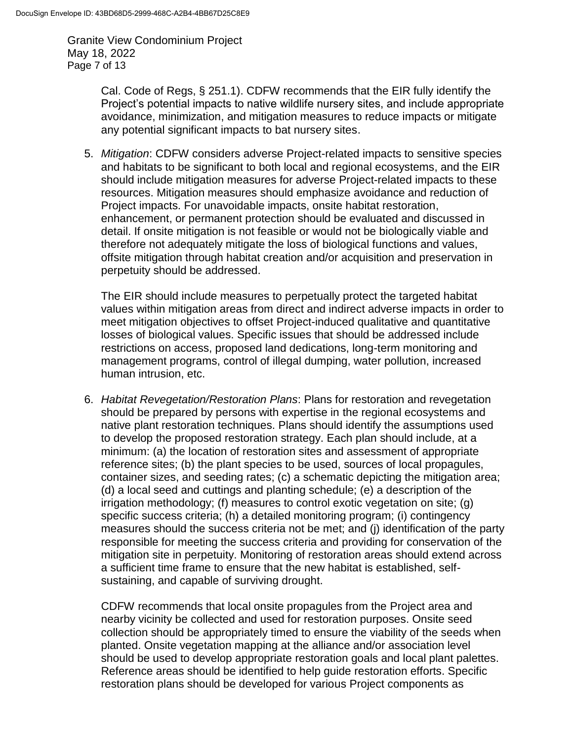Cal. Code of Regs, § 251.1). CDFW recommends that the EIR fully identify the Project's potential impacts to native wildlife nursery sites, and include appropriate avoidance, minimization, and mitigation measures to reduce impacts or mitigate any potential significant impacts to bat nursery sites.

5. *Mitigation*: CDFW considers adverse Project-related impacts to sensitive species and habitats to be significant to both local and regional ecosystems, and the EIR should include mitigation measures for adverse Project-related impacts to these resources. Mitigation measures should emphasize avoidance and reduction of Project impacts. For unavoidable impacts, onsite habitat restoration, enhancement, or permanent protection should be evaluated and discussed in detail. If onsite mitigation is not feasible or would not be biologically viable and therefore not adequately mitigate the loss of biological functions and values, offsite mitigation through habitat creation and/or acquisition and preservation in perpetuity should be addressed.

   The EIR should include measures to perpetually protect the targeted habitat values within mitigation areas from direct and indirect adverse impacts in order to meet mitigation objectives to offset Project-induced qualitative and quantitative losses of biological values. Specific issues that should be addressed include restrictions on access, proposed land dedications, long-term monitoring and management programs, control of illegal dumping, water pollution, increased human intrusion, etc.

6. *Habitat Revegetation/Restoration Plans*: Plans for restoration and revegetation should be prepared by persons with expertise in the regional ecosystems and native plant restoration techniques. Plans should identify the assumptions used to develop the proposed restoration strategy. Each plan should include, at a minimum: (a) the location of restoration sites and assessment of appropriate reference sites; (b) the plant species to be used, sources of local propagules, container sizes, and seeding rates; (c) a schematic depicting the mitigation area; (d) a local seed and cuttings and planting schedule; (e) a description of the irrigation methodology; (f) measures to control exotic vegetation on site; (g) specific success criteria; (h) a detailed monitoring program; (i) contingency measures should the success criteria not be met; and (j) identification of the party responsible for meeting the success criteria and providing for conservation of the mitigation site in perpetuity. Monitoring of restoration areas should extend across a sufficient time frame to ensure that the new habitat is established, self-sustaining, and capable of surviving drought.

   CDFW recommends that local onsite propagules from the Project area and nearby vicinity be collected and used for restoration purposes. Onsite seed collection should be appropriately timed to ensure the viability of the seeds when planted. Onsite vegetation mapping at the alliance and/or association level should be used to develop appropriate restoration goals and local plant palettes. Reference areas should be identified to help guide restoration efforts. Specific restoration plans should be developed for various Project components as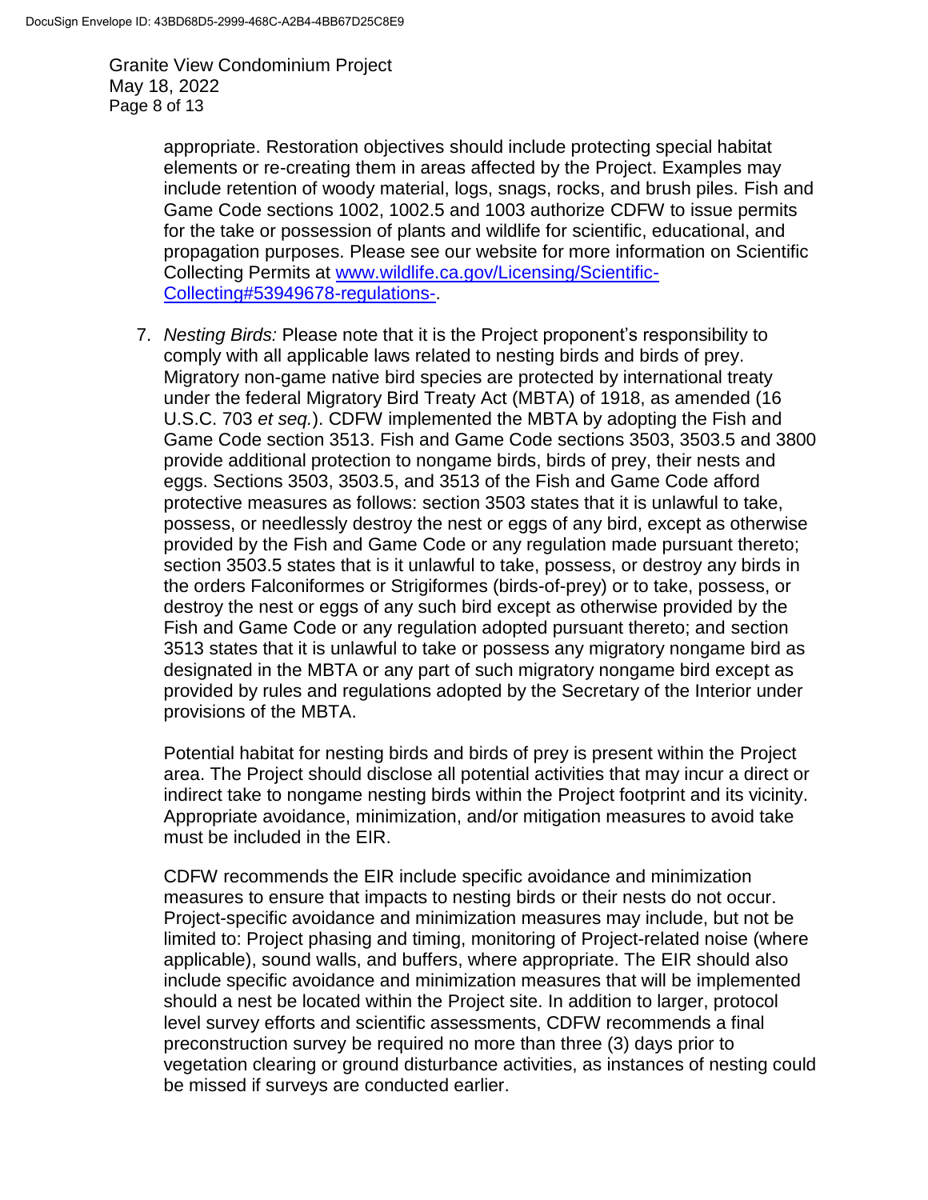appropriate. Restoration objectives should include protecting special habitat elements or re-creating them in areas affected by the Project. Examples may include retention of woody material, logs, snags, rocks, and brush piles. Fish and Game Code sections 1002, 1002.5 and 1003 authorize CDFW to issue permits for the take or possession of plants and wildlife for scientific, educational, and propagation purposes. Please see our website for more information on Scientific Collecting Permits at [www.wildlife.ca.gov/Licensing/Scientific-Collecting#53949678-regulations-](www.wildlife.ca.gov/Licensing/Scientific-Collecting#53949678-regulations-).

7. *Nesting Birds:* Please note that it is the Project proponent's responsibility to comply with all applicable laws related to nesting birds and birds of prey. Migratory non-game native bird species are protected by international treaty under the federal Migratory Bird Treaty Act (MBTA) of 1918, as amended (16 U.S.C. 703 *et seq.*). CDFW implemented the MBTA by adopting the Fish and Game Code section 3513. Fish and Game Code sections 3503, 3503.5 and 3800 provide additional protection to nongame birds, birds of prey, their nests and eggs. Sections 3503, 3503.5, and 3513 of the Fish and Game Code afford protective measures as follows: section 3503 states that it is unlawful to take, possess, or needlessly destroy the nest or eggs of any bird, except as otherwise provided by the Fish and Game Code or any regulation made pursuant thereto; section 3503.5 states that is it unlawful to take, possess, or destroy any birds in the orders Falconiformes or Strigiformes (birds-of-prey) or to take, possess, or destroy the nest or eggs of any such bird except as otherwise provided by the Fish and Game Code or any regulation adopted pursuant thereto; and section 3513 states that it is unlawful to take or possess any migratory nongame bird as designated in the MBTA or any part of such migratory nongame bird except as provided by rules and regulations adopted by the Secretary of the Interior under provisions of the MBTA.

   Potential habitat for nesting birds and birds of prey is present within the Project area. The Project should disclose all potential activities that may incur a direct or indirect take to nongame nesting birds within the Project footprint and its vicinity. Appropriate avoidance, minimization, and/or mitigation measures to avoid take must be included in the EIR.

   CDFW recommends the EIR include specific avoidance and minimization measures to ensure that impacts to nesting birds or their nests do not occur. Project-specific avoidance and minimization measures may include, but not be limited to: Project phasing and timing, monitoring of Project-related noise (where applicable), sound walls, and buffers, where appropriate. The EIR should also include specific avoidance and minimization measures that will be implemented should a nest be located within the Project site. In addition to larger, protocol level survey efforts and scientific assessments, CDFW recommends a final preconstruction survey be required no more than three (3) days prior to vegetation clearing or ground disturbance activities, as instances of nesting could be missed if surveys are conducted earlier.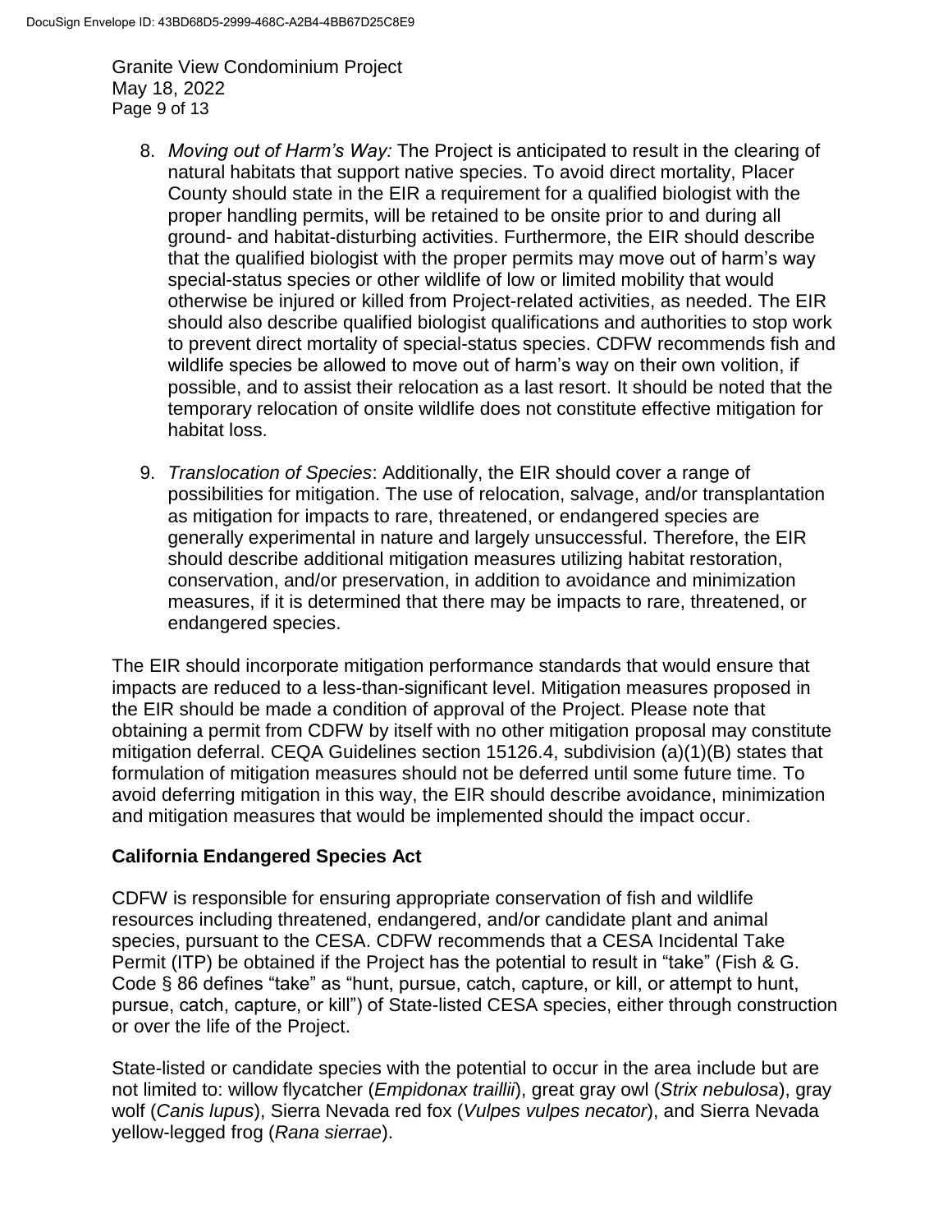8. *Moving out of Harm's Way:* The Project is anticipated to result in the clearing of natural habitats that support native species. To avoid direct mortality, Placer County should state in the EIR a requirement for a qualified biologist with the proper handling permits, will be retained to be onsite prior to and during all ground- and habitat-disturbing activities. Furthermore, the EIR should describe that the qualified biologist with the proper permits may move out of harm's way special-status species or other wildlife of low or limited mobility that would otherwise be injured or killed from Project-related activities, as needed. The EIR should also describe qualified biologist qualifications and authorities to stop work to prevent direct mortality of special-status species. CDFW recommends fish and wildlife species be allowed to move out of harm's way on their own volition, if possible, and to assist their relocation as a last resort. It should be noted that the temporary relocation of onsite wildlife does not constitute effective mitigation for habitat loss.

9. *Translocation of Species*: Additionally, the EIR should cover a range of possibilities for mitigation. The use of relocation, salvage, and/or transplantation as mitigation for impacts to rare, threatened, or endangered species are generally experimental in nature and largely unsuccessful. Therefore, the EIR should describe additional mitigation measures utilizing habitat restoration, conservation, and/or preservation, in addition to avoidance and minimization measures, if it is determined that there may be impacts to rare, threatened, or endangered species.

The EIR should incorporate mitigation performance standards that would ensure that impacts are reduced to a less-than-significant level. Mitigation measures proposed in the EIR should be made a condition of approval of the Project. Please note that obtaining a permit from CDFW by itself with no other mitigation proposal may constitute mitigation deferral. CEQA Guidelines section 15126.4, subdivision (a)(1)(B) states that formulation of mitigation measures should not be deferred until some future time. To avoid deferring mitigation in this way, the EIR should describe avoidance, minimization and mitigation measures that would be implemented should the impact occur.

## California Endangered Species Act

CDFW is responsible for ensuring appropriate conservation of fish and wildlife resources including threatened, endangered, and/or candidate plant and animal species, pursuant to the CESA. CDFW recommends that a CESA Incidental Take Permit (ITP) be obtained if the Project has the potential to result in "take" (Fish & G. Code § 86 defines "take" as "hunt, pursue, catch, capture, or kill, or attempt to hunt, pursue, catch, capture, or kill") of State-listed CESA species, either through construction or over the life of the Project.

State-listed or candidate species with the potential to occur in the area include but are not limited to: willow flycatcher (*Empidonax traillii*), great gray owl (*Strix nebulosa*), gray wolf (*Canis lupus*), Sierra Nevada red fox (*Vulpes vulpes necator*), and Sierra Nevada yellow-legged frog (*Rana sierrae*).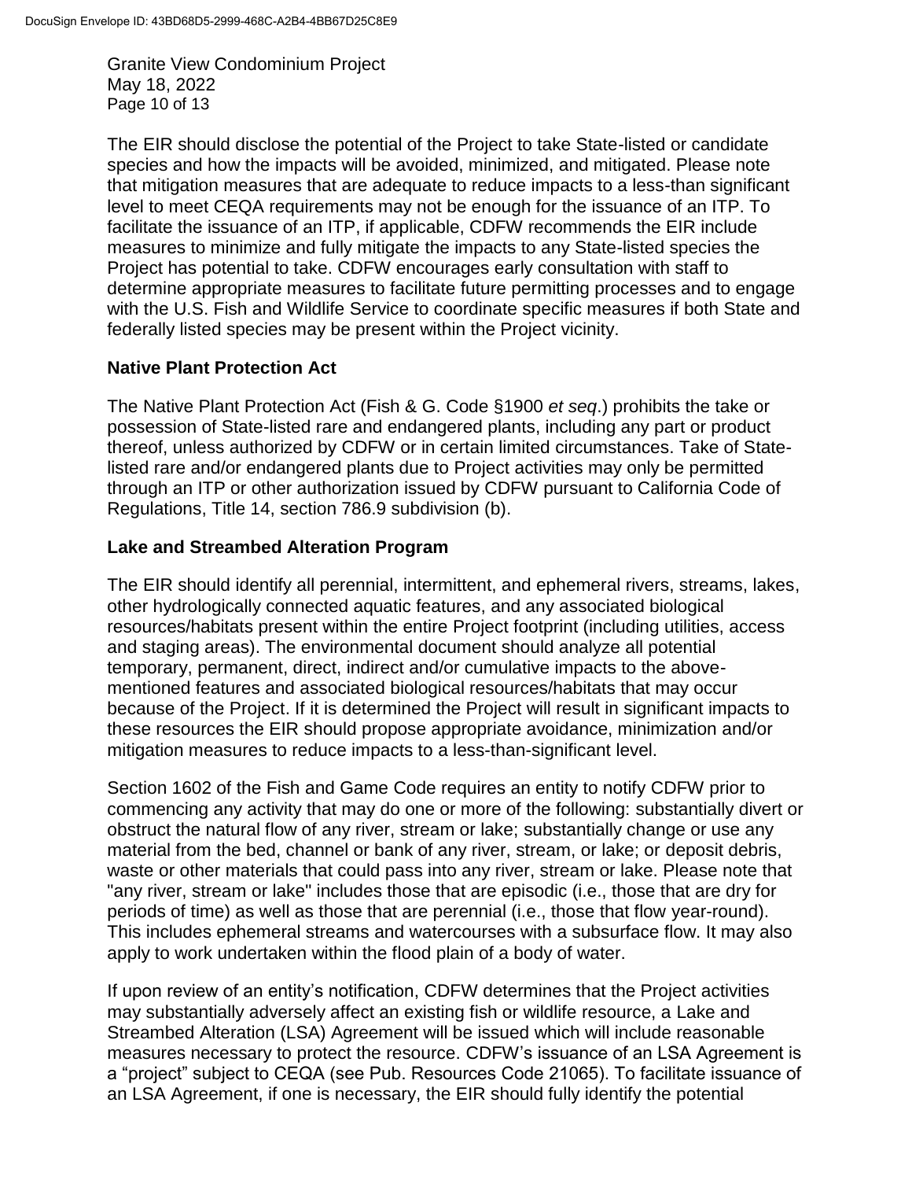The EIR should disclose the potential of the Project to take State-listed or candidate species and how the impacts will be avoided, minimized, and mitigated. Please note that mitigation measures that are adequate to reduce impacts to a less-than significant level to meet CEQA requirements may not be enough for the issuance of an ITP. To facilitate the issuance of an ITP, if applicable, CDFW recommends the EIR include measures to minimize and fully mitigate the impacts to any State-listed species the Project has potential to take. CDFW encourages early consultation with staff to determine appropriate measures to facilitate future permitting processes and to engage with the U.S. Fish and Wildlife Service to coordinate specific measures if both State and federally listed species may be present within the Project vicinity.

**Native Plant Protection Act**

The Native Plant Protection Act (Fish & G. Code §1900 *et seq*.) prohibits the take or possession of State-listed rare and endangered plants, including any part or product thereof, unless authorized by CDFW or in certain limited circumstances. Take of State-listed rare and/or endangered plants due to Project activities may only be permitted through an ITP or other authorization issued by CDFW pursuant to California Code of Regulations, Title 14, section 786.9 subdivision (b).

**Lake and Streambed Alteration Program**

The EIR should identify all perennial, intermittent, and ephemeral rivers, streams, lakes, other hydrologically connected aquatic features, and any associated biological resources/habitats present within the entire Project footprint (including utilities, access and staging areas). The environmental document should analyze all potential temporary, permanent, direct, indirect and/or cumulative impacts to the above-mentioned features and associated biological resources/habitats that may occur because of the Project. If it is determined the Project will result in significant impacts to these resources the EIR should propose appropriate avoidance, minimization and/or mitigation measures to reduce impacts to a less-than-significant level.

Section 1602 of the Fish and Game Code requires an entity to notify CDFW prior to commencing any activity that may do one or more of the following: substantially divert or obstruct the natural flow of any river, stream or lake; substantially change or use any material from the bed, channel or bank of any river, stream, or lake; or deposit debris, waste or other materials that could pass into any river, stream or lake. Please note that "any river, stream or lake" includes those that are episodic (i.e., those that are dry for periods of time) as well as those that are perennial (i.e., those that flow year-round). This includes ephemeral streams and watercourses with a subsurface flow. It may also apply to work undertaken within the flood plain of a body of water.

If upon review of an entity's notification, CDFW determines that the Project activities may substantially adversely affect an existing fish or wildlife resource, a Lake and Streambed Alteration (LSA) Agreement will be issued which will include reasonable measures necessary to protect the resource. CDFW's issuance of an LSA Agreement is a "project" subject to CEQA (see Pub. Resources Code 21065). To facilitate issuance of an LSA Agreement, if one is necessary, the EIR should fully identify the potential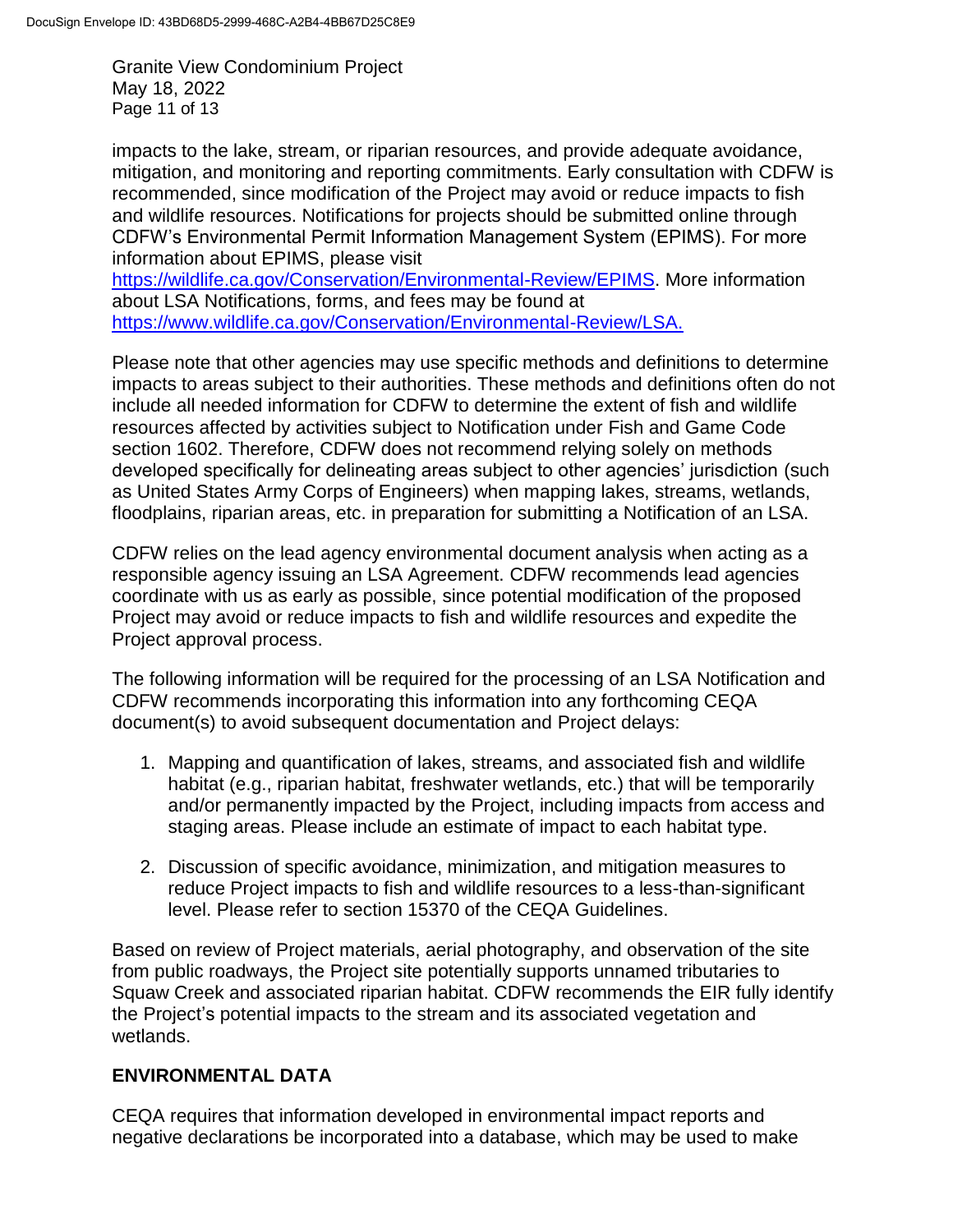impacts to the lake, stream, or riparian resources, and provide adequate avoidance, mitigation, and monitoring and reporting commitments. Early consultation with CDFW is recommended, since modification of the Project may avoid or reduce impacts to fish and wildlife resources. Notifications for projects should be submitted online through CDFW's Environmental Permit Information Management System (EPIMS). For more information about EPIMS, please visit https://wildlife.ca.gov/Conservation/Environmental-Review/EPIMS. More information about LSA Notifications, forms, and fees may be found at https://www.wildlife.ca.gov/Conservation/Environmental-Review/LSA.

Please note that other agencies may use specific methods and definitions to determine impacts to areas subject to their authorities. These methods and definitions often do not include all needed information for CDFW to determine the extent of fish and wildlife resources affected by activities subject to Notification under Fish and Game Code section 1602. Therefore, CDFW does not recommend relying solely on methods developed specifically for delineating areas subject to other agencies' jurisdiction (such as United States Army Corps of Engineers) when mapping lakes, streams, wetlands, floodplains, riparian areas, etc. in preparation for submitting a Notification of an LSA.

CDFW relies on the lead agency environmental document analysis when acting as a responsible agency issuing an LSA Agreement. CDFW recommends lead agencies coordinate with us as early as possible, since potential modification of the proposed Project may avoid or reduce impacts to fish and wildlife resources and expedite the Project approval process.

The following information will be required for the processing of an LSA Notification and CDFW recommends incorporating this information into any forthcoming CEQA document(s) to avoid subsequent documentation and Project delays:

1. Mapping and quantification of lakes, streams, and associated fish and wildlife habitat (e.g., riparian habitat, freshwater wetlands, etc.) that will be temporarily and/or permanently impacted by the Project, including impacts from access and staging areas. Please include an estimate of impact to each habitat type.

2. Discussion of specific avoidance, minimization, and mitigation measures to reduce Project impacts to fish and wildlife resources to a less-than-significant level. Please refer to section 15370 of the CEQA Guidelines.

Based on review of Project materials, aerial photography, and observation of the site from public roadways, the Project site potentially supports unnamed tributaries to Squaw Creek and associated riparian habitat. CDFW recommends the EIR fully identify the Project's potential impacts to the stream and its associated vegetation and wetlands.

## ENVIRONMENTAL DATA

CEQA requires that information developed in environmental impact reports and negative declarations be incorporated into a database, which may be used to make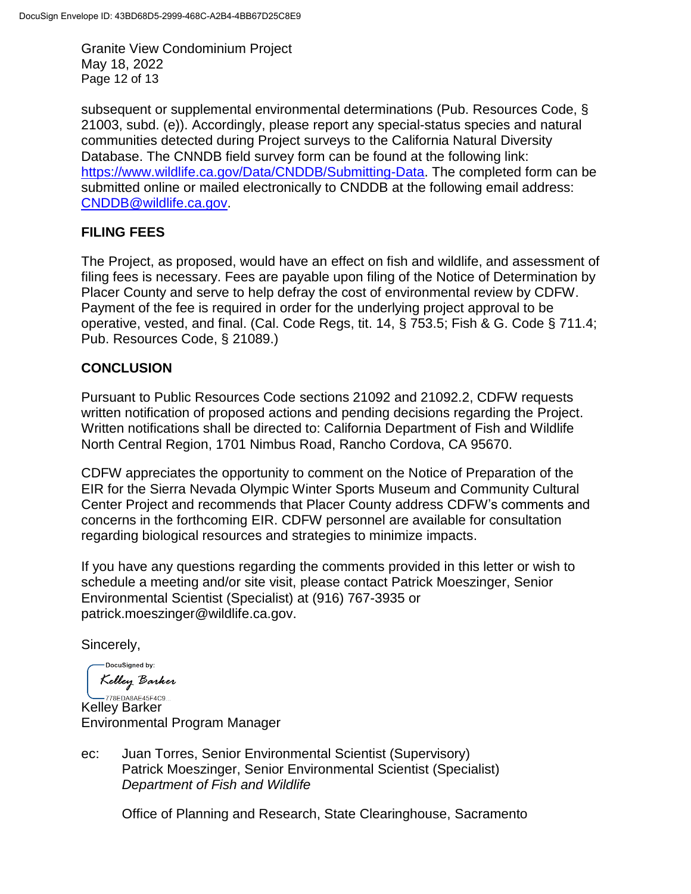subsequent or supplemental environmental determinations (Pub. Resources Code, § 21003, subd. (e)). Accordingly, please report any special-status species and natural communities detected during Project surveys to the California Natural Diversity Database. The CNNDB field survey form can be found at the following link: https://www.wildlife.ca.gov/Data/CNDDB/Submitting-Data. The completed form can be submitted online or mailed electronically to CNDDB at the following email address: CNDDB@wildlife.ca.gov.

## FILING FEES

The Project, as proposed, would have an effect on fish and wildlife, and assessment of filing fees is necessary. Fees are payable upon filing of the Notice of Determination by Placer County and serve to help defray the cost of environmental review by CDFW. Payment of the fee is required in order for the underlying project approval to be operative, vested, and final. (Cal. Code Regs, tit. 14, § 753.5; Fish & G. Code § 711.4; Pub. Resources Code, § 21089.)

## CONCLUSION

Pursuant to Public Resources Code sections 21092 and 21092.2, CDFW requests written notification of proposed actions and pending decisions regarding the Project. Written notifications shall be directed to: California Department of Fish and Wildlife North Central Region, 1701 Nimbus Road, Rancho Cordova, CA 95670.

CDFW appreciates the opportunity to comment on the Notice of Preparation of the EIR for the Sierra Nevada Olympic Winter Sports Museum and Community Cultural Center Project and recommends that Placer County address CDFW's comments and concerns in the forthcoming EIR. CDFW personnel are available for consultation regarding biological resources and strategies to minimize impacts.

If you have any questions regarding the comments provided in this letter or wish to schedule a meeting and/or site visit, please contact Patrick Moeszinger, Senior Environmental Scientist (Specialist) at (916) 767-3935 or patrick.moeszinger@wildlife.ca.gov.

Sincerely,

DocuSigned by:
Kelley Barker
778EDA8AE45F4C9...

Kelley Barker
Environmental Program Manager

ec: Juan Torres, Senior Environmental Scientist (Supervisory)
Patrick Moeszinger, Senior Environmental Scientist (Specialist)
*Department of Fish and Wildlife*

Office of Planning and Research, State Clearinghouse, Sacramento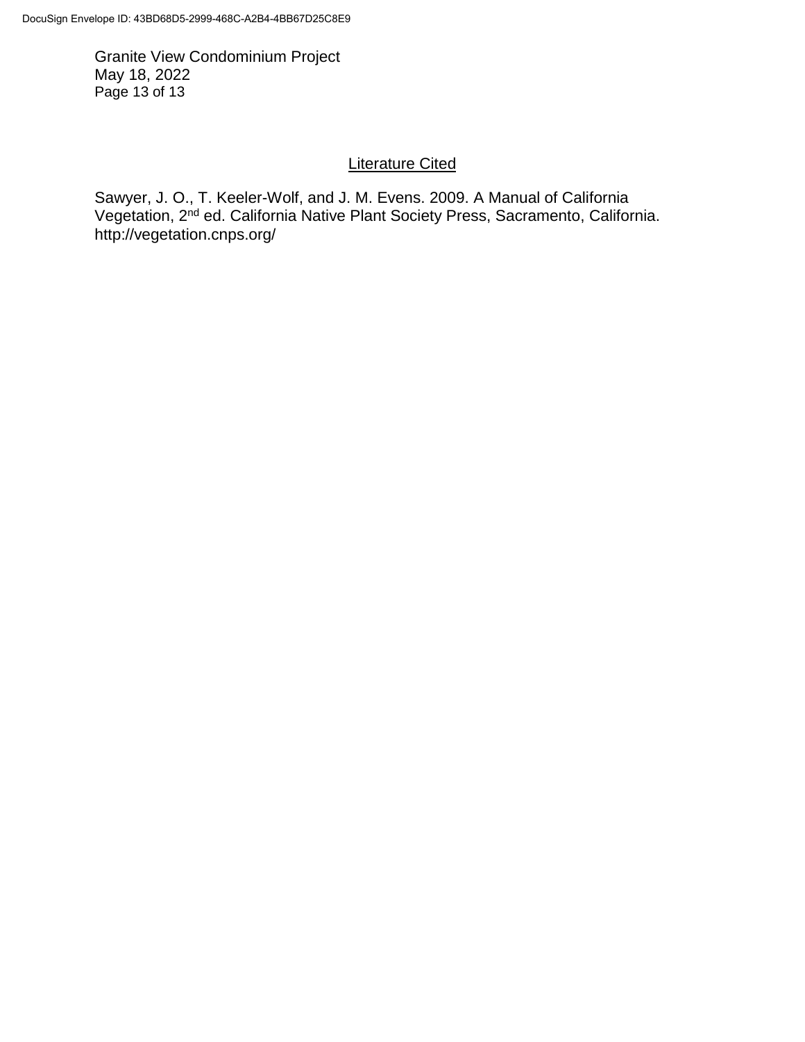## Literature Cited

Sawyer, J. O., T. Keeler-Wolf, and J. M. Evens. 2009. A Manual of California Vegetation, 2nd ed. California Native Plant Society Press, Sacramento, California. http://vegetation.cnps.org/